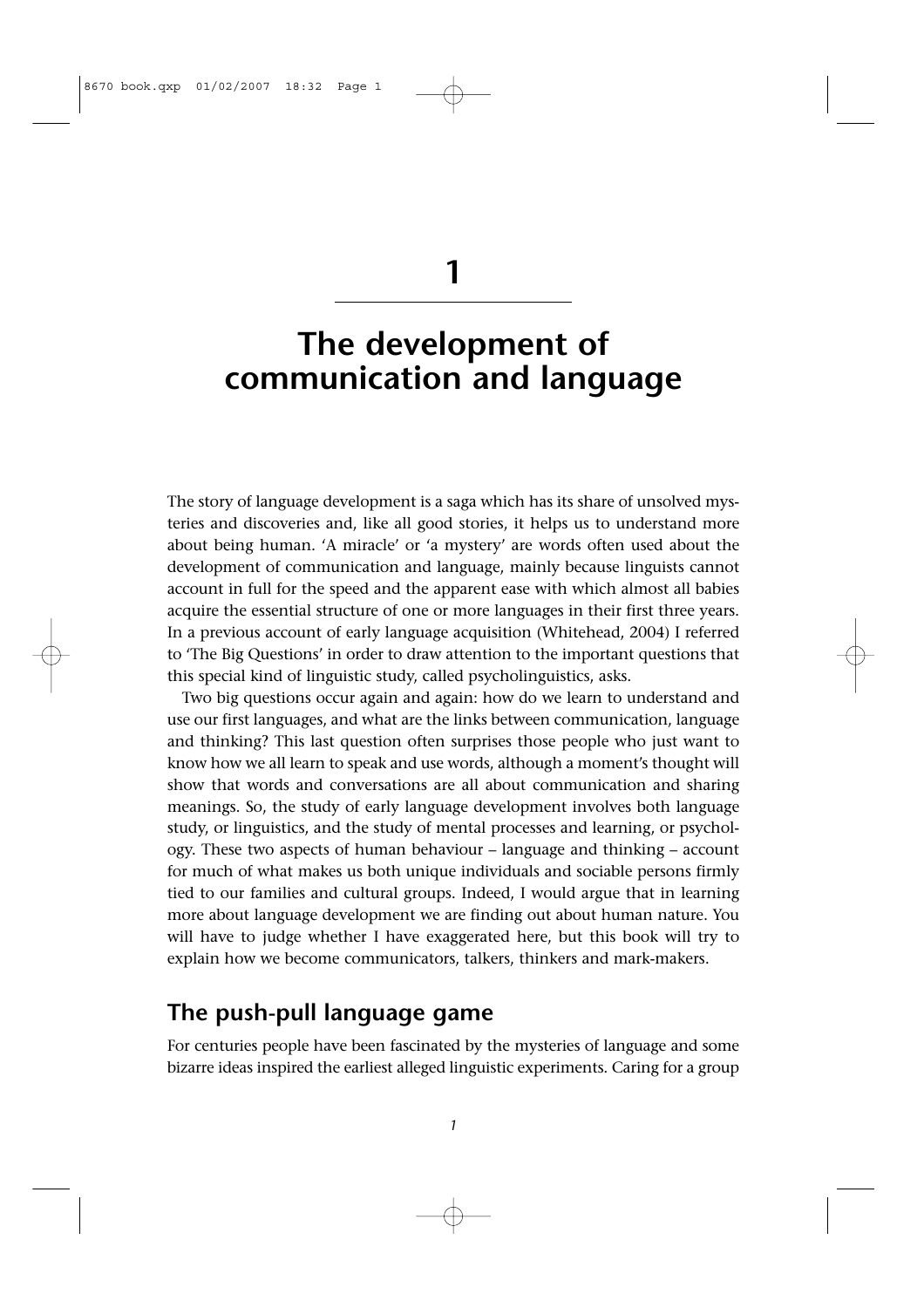# 1

# The development of communication and language

The story of language development is a saga which has its share of unsolved mysteries and discoveries and, like all good stories, it helps us to understand more about being human. 'A miracle' or 'a mystery' are words often used about the development of communication and language, mainly because linguists cannot account in full for the speed and the apparent ease with which almost all babies acquire the essential structure of one or more languages in their first three years. In a previous account of early language acquisition (Whitehead, 2004) I referred to 'The Big Questions' in order to draw attention to the important questions that this special kind of linguistic study, called psycholinguistics, asks.

Two big questions occur again and again: how do we learn to understand and use our first languages, and what are the links between communication, language and thinking? This last question often surprises those people who just want to know how we all learn to speak and use words, although a moment's thought will show that words and conversations are all about communication and sharing meanings. So, the study of early language development involves both language study, or linguistics, and the study of mental processes and learning, or psychology. These two aspects of human behaviour – language and thinking – account for much of what makes us both unique individuals and sociable persons firmly tied to our families and cultural groups. Indeed, I would argue that in learning more about language development we are finding out about human nature. You will have to judge whether I have exaggerated here, but this book will try to explain how we become communicators, talkers, thinkers and mark-makers.

## The push-pull language game

For centuries people have been fascinated by the mysteries of language and some bizarre ideas inspired the earliest alleged linguistic experiments. Caring for a group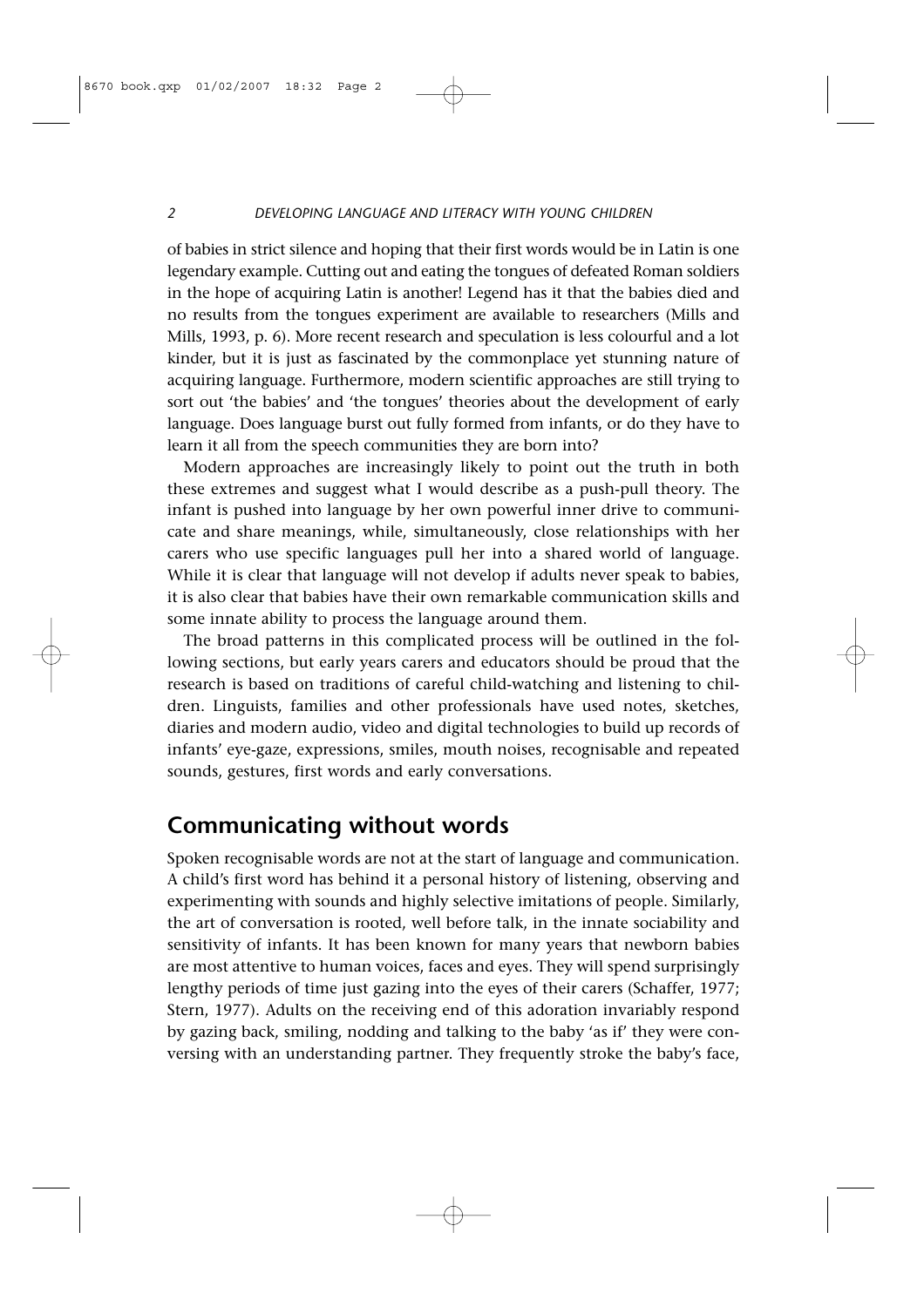of babies in strict silence and hoping that their first words would be in Latin is one legendary example. Cutting out and eating the tongues of defeated Roman soldiers in the hope of acquiring Latin is another! Legend has it that the babies died and no results from the tongues experiment are available to researchers (Mills and Mills, 1993, p. 6). More recent research and speculation is less colourful and a lot kinder, but it is just as fascinated by the commonplace yet stunning nature of acquiring language. Furthermore, modern scientific approaches are still trying to sort out 'the babies' and 'the tongues' theories about the development of early language. Does language burst out fully formed from infants, or do they have to learn it all from the speech communities they are born into?

Modern approaches are increasingly likely to point out the truth in both these extremes and suggest what I would describe as a push-pull theory. The infant is pushed into language by her own powerful inner drive to communicate and share meanings, while, simultaneously, close relationships with her carers who use specific languages pull her into a shared world of language. While it is clear that language will not develop if adults never speak to babies, it is also clear that babies have their own remarkable communication skills and some innate ability to process the language around them.

The broad patterns in this complicated process will be outlined in the following sections, but early years carers and educators should be proud that the research is based on traditions of careful child-watching and listening to children. Linguists, families and other professionals have used notes, sketches, diaries and modern audio, video and digital technologies to build up records of infants' eye-gaze, expressions, smiles, mouth noises, recognisable and repeated sounds, gestures, first words and early conversations.

## Communicating without words

Spoken recognisable words are not at the start of language and communication. A child's first word has behind it a personal history of listening, observing and experimenting with sounds and highly selective imitations of people. Similarly, the art of conversation is rooted, well before talk, in the innate sociability and sensitivity of infants. It has been known for many years that newborn babies are most attentive to human voices, faces and eyes. They will spend surprisingly lengthy periods of time just gazing into the eyes of their carers (Schaffer, 1977; Stern, 1977). Adults on the receiving end of this adoration invariably respond by gazing back, smiling, nodding and talking to the baby 'as if' they were conversing with an understanding partner. They frequently stroke the baby's face,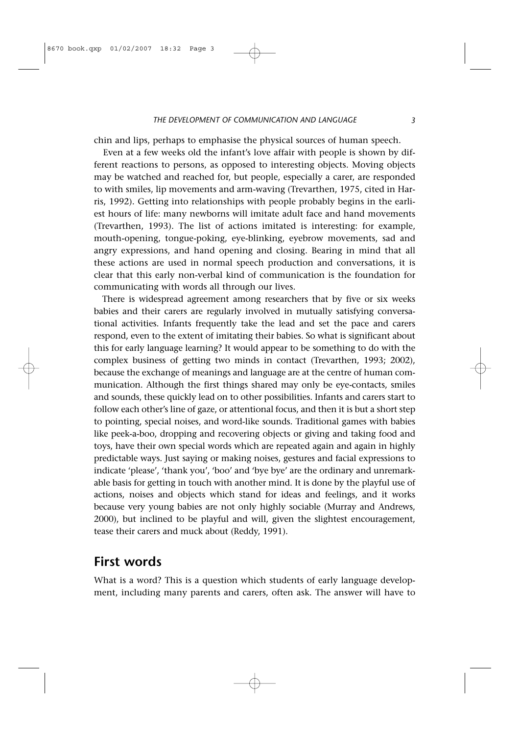chin and lips, perhaps to emphasise the physical sources of human speech.

Even at a few weeks old the infant's love affair with people is shown by different reactions to persons, as opposed to interesting objects. Moving objects may be watched and reached for, but people, especially a carer, are responded to with smiles, lip movements and arm-waving (Trevarthen, 1975, cited in Harris, 1992). Getting into relationships with people probably begins in the earliest hours of life: many newborns will imitate adult face and hand movements (Trevarthen, 1993). The list of actions imitated is interesting: for example, mouth-opening, tongue-poking, eye-blinking, eyebrow movements, sad and angry expressions, and hand opening and closing. Bearing in mind that all these actions are used in normal speech production and conversations, it is clear that this early non-verbal kind of communication is the foundation for communicating with words all through our lives.

There is widespread agreement among researchers that by five or six weeks babies and their carers are regularly involved in mutually satisfying conversational activities. Infants frequently take the lead and set the pace and carers respond, even to the extent of imitating their babies. So what is significant about this for early language learning? It would appear to be something to do with the complex business of getting two minds in contact (Trevarthen, 1993; 2002), because the exchange of meanings and language are at the centre of human communication. Although the first things shared may only be eye-contacts, smiles and sounds, these quickly lead on to other possibilities. Infants and carers start to follow each other's line of gaze, or attentional focus, and then it is but a short step to pointing, special noises, and word-like sounds. Traditional games with babies like peek-a-boo, dropping and recovering objects or giving and taking food and toys, have their own special words which are repeated again and again in highly predictable ways. Just saying or making noises, gestures and facial expressions to indicate 'please', 'thank you', 'boo' and 'bye bye' are the ordinary and unremarkable basis for getting in touch with another mind. It is done by the playful use of actions, noises and objects which stand for ideas and feelings, and it works because very young babies are not only highly sociable (Murray and Andrews, 2000), but inclined to be playful and will, given the slightest encouragement, tease their carers and muck about (Reddy, 1991).

## First words

What is a word? This is a question which students of early language development, including many parents and carers, often ask. The answer will have to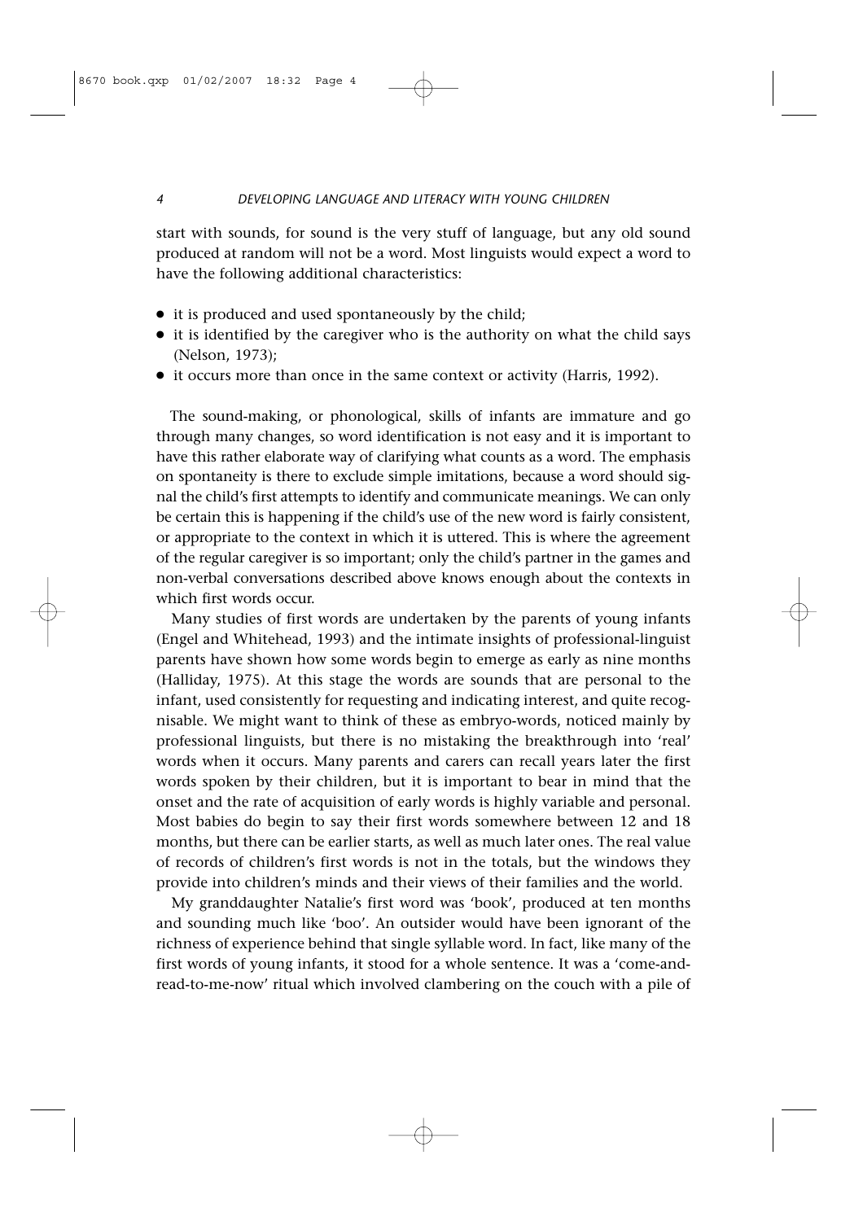start with sounds, for sound is the very stuff of language, but any old sound produced at random will not be a word. Most linguists would expect a word to have the following additional characteristics:

- it is produced and used spontaneously by the child;
- it is identified by the caregiver who is the authority on what the child says (Nelson, 1973);
- it occurs more than once in the same context or activity (Harris, 1992).

The sound-making, or phonological, skills of infants are immature and go through many changes, so word identification is not easy and it is important to have this rather elaborate way of clarifying what counts as a word. The emphasis on spontaneity is there to exclude simple imitations, because a word should signal the child's first attempts to identify and communicate meanings. We can only be certain this is happening if the child's use of the new word is fairly consistent, or appropriate to the context in which it is uttered. This is where the agreement of the regular caregiver is so important; only the child's partner in the games and non-verbal conversations described above knows enough about the contexts in which first words occur.

Many studies of first words are undertaken by the parents of young infants (Engel and Whitehead, 1993) and the intimate insights of professional-linguist parents have shown how some words begin to emerge as early as nine months (Halliday, 1975). At this stage the words are sounds that are personal to the infant, used consistently for requesting and indicating interest, and quite recognisable. We might want to think of these as embryo-words, noticed mainly by professional linguists, but there is no mistaking the breakthrough into 'real' words when it occurs. Many parents and carers can recall years later the first words spoken by their children, but it is important to bear in mind that the onset and the rate of acquisition of early words is highly variable and personal. Most babies do begin to say their first words somewhere between 12 and 18 months, but there can be earlier starts, as well as much later ones. The real value of records of children's first words is not in the totals, but the windows they provide into children's minds and their views of their families and the world.

My granddaughter Natalie's first word was 'book', produced at ten months and sounding much like 'boo'. An outsider would have been ignorant of the richness of experience behind that single syllable word. In fact, like many of the first words of young infants, it stood for a whole sentence. It was a 'come-and-read-to-me-now' ritual which involved clambering on the couch with a pile of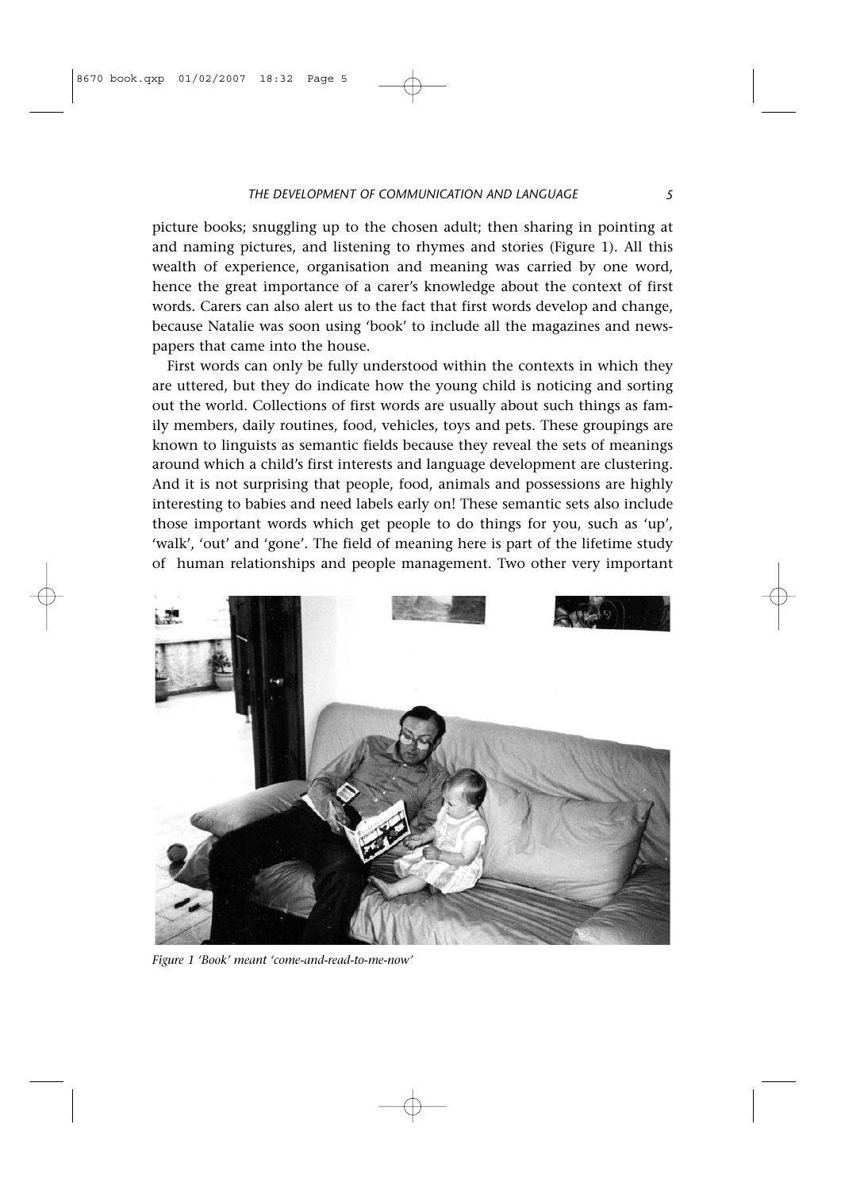picture books; snuggling up to the chosen adult; then sharing in pointing at and naming pictures, and listening to rhymes and stories (Figure 1). All this wealth of experience, organisation and meaning was carried by one word, hence the great importance of a carer's knowledge about the context of first words. Carers can also alert us to the fact that first words develop and change, because Natalie was soon using 'book' to include all the magazines and newspapers that came into the house.

First words can only be fully understood within the contexts in which they are uttered, but they do indicate how the young child is noticing and sorting out the world. Collections of first words are usually about such things as family members, daily routines, food, vehicles, toys and pets. These groupings are known to linguists as semantic fields because they reveal the sets of meanings around which a child's first interests and language development are clustering. And it is not surprising that people, food, animals and possessions are highly interesting to babies and need labels early on! These semantic sets also include those important words which get people to do things for you, such as 'up', 'walk', 'out' and 'gone'. The field of meaning here is part of the lifetime study of human relationships and people management. Two other very important

*Figure 1 'Book' meant 'come-and-read-to-me-now'*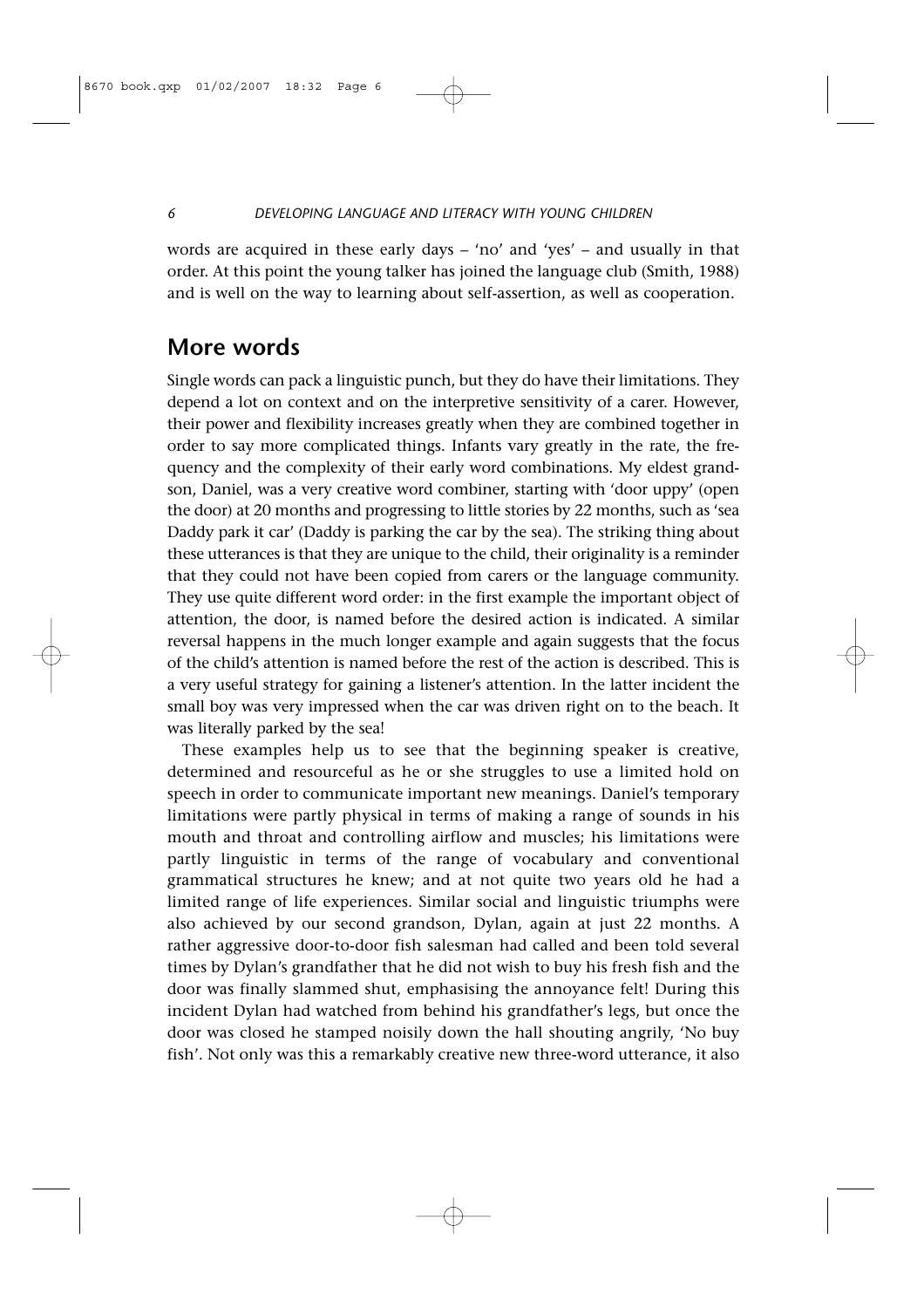words are acquired in these early days – 'no' and 'yes' – and usually in that order. At this point the young talker has joined the language club (Smith, 1988) and is well on the way to learning about self-assertion, as well as cooperation.

## More words

Single words can pack a linguistic punch, but they do have their limitations. They depend a lot on context and on the interpretive sensitivity of a carer. However, their power and flexibility increases greatly when they are combined together in order to say more complicated things. Infants vary greatly in the rate, the frequency and the complexity of their early word combinations. My eldest grandson, Daniel, was a very creative word combiner, starting with 'door uppy' (open the door) at 20 months and progressing to little stories by 22 months, such as 'sea Daddy park it car' (Daddy is parking the car by the sea). The striking thing about these utterances is that they are unique to the child, their originality is a reminder that they could not have been copied from carers or the language community. They use quite different word order: in the first example the important object of attention, the door, is named before the desired action is indicated. A similar reversal happens in the much longer example and again suggests that the focus of the child's attention is named before the rest of the action is described. This is a very useful strategy for gaining a listener's attention. In the latter incident the small boy was very impressed when the car was driven right on to the beach. It was literally parked by the sea!

These examples help us to see that the beginning speaker is creative, determined and resourceful as he or she struggles to use a limited hold on speech in order to communicate important new meanings. Daniel's temporary limitations were partly physical in terms of making a range of sounds in his mouth and throat and controlling airflow and muscles; his limitations were partly linguistic in terms of the range of vocabulary and conventional grammatical structures he knew; and at not quite two years old he had a limited range of life experiences. Similar social and linguistic triumphs were also achieved by our second grandson, Dylan, again at just 22 months. A rather aggressive door-to-door fish salesman had called and been told several times by Dylan's grandfather that he did not wish to buy his fresh fish and the door was finally slammed shut, emphasising the annoyance felt! During this incident Dylan had watched from behind his grandfather's legs, but once the door was closed he stamped noisily down the hall shouting angrily, 'No buy fish'. Not only was this a remarkably creative new three-word utterance, it also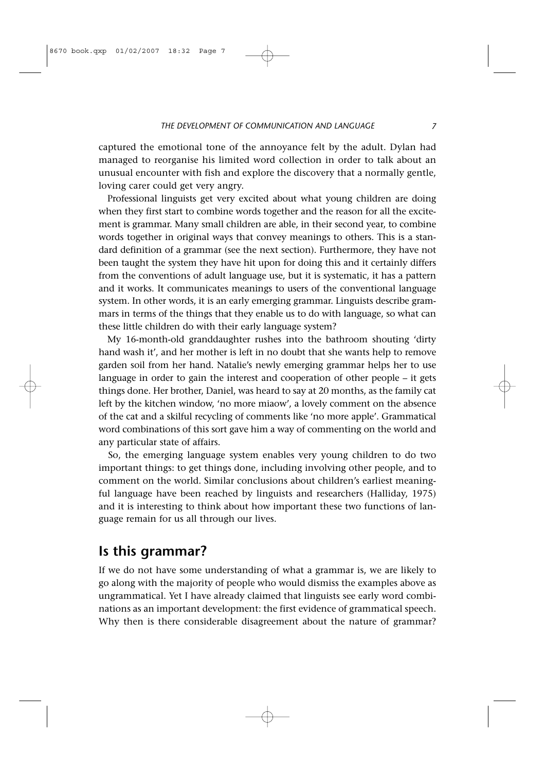captured the emotional tone of the annoyance felt by the adult. Dylan had managed to reorganise his limited word collection in order to talk about an unusual encounter with fish and explore the discovery that a normally gentle, loving carer could get very angry.

Professional linguists get very excited about what young children are doing when they first start to combine words together and the reason for all the excitement is grammar. Many small children are able, in their second year, to combine words together in original ways that convey meanings to others. This is a standard definition of a grammar (see the next section). Furthermore, they have not been taught the system they have hit upon for doing this and it certainly differs from the conventions of adult language use, but it is systematic, it has a pattern and it works. It communicates meanings to users of the conventional language system. In other words, it is an early emerging grammar. Linguists describe grammars in terms of the things that they enable us to do with language, so what can these little children do with their early language system?

My 16-month-old granddaughter rushes into the bathroom shouting 'dirty hand wash it', and her mother is left in no doubt that she wants help to remove garden soil from her hand. Natalie's newly emerging grammar helps her to use language in order to gain the interest and cooperation of other people – it gets things done. Her brother, Daniel, was heard to say at 20 months, as the family cat left by the kitchen window, 'no more miaow', a lovely comment on the absence of the cat and a skilful recycling of comments like 'no more apple'. Grammatical word combinations of this sort gave him a way of commenting on the world and any particular state of affairs.

So, the emerging language system enables very young children to do two important things: to get things done, including involving other people, and to comment on the world. Similar conclusions about children's earliest meaningful language have been reached by linguists and researchers (Halliday, 1975) and it is interesting to think about how important these two functions of language remain for us all through our lives.

## Is this grammar?

If we do not have some understanding of what a grammar is, we are likely to go along with the majority of people who would dismiss the examples above as ungrammatical. Yet I have already claimed that linguists see early word combinations as an important development: the first evidence of grammatical speech. Why then is there considerable disagreement about the nature of grammar?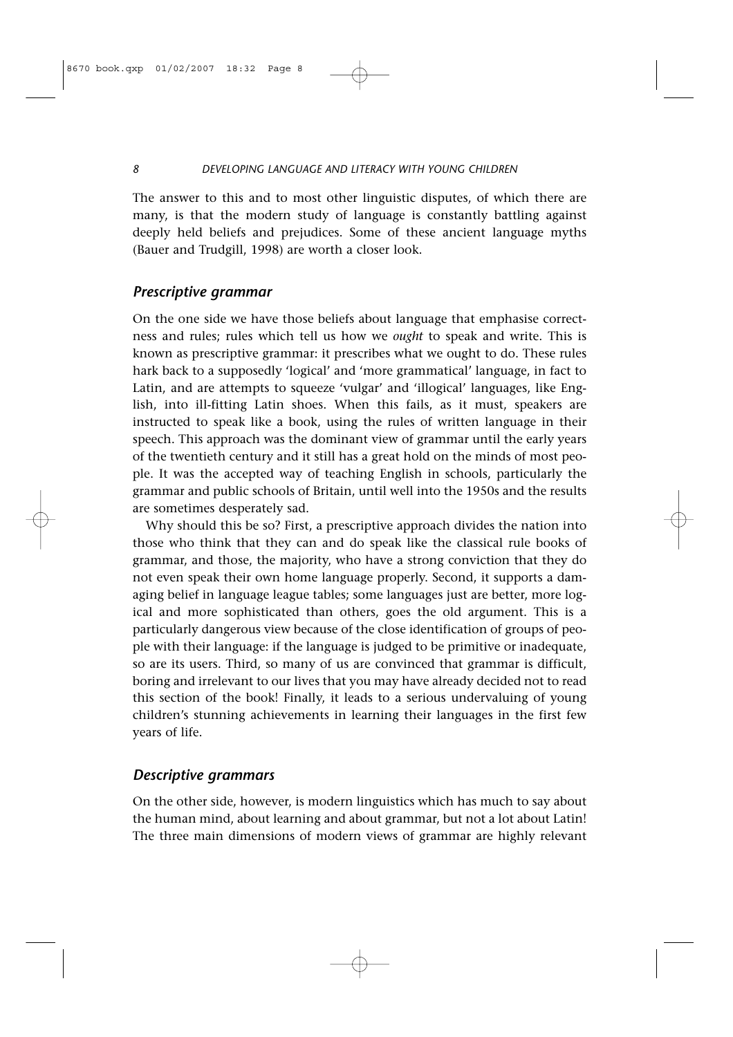The answer to this and to most other linguistic disputes, of which there are many, is that the modern study of language is constantly battling against deeply held beliefs and prejudices. Some of these ancient language myths (Bauer and Trudgill, 1998) are worth a closer look.

### *Prescriptive grammar*

On the one side we have those beliefs about language that emphasise correctness and rules; rules which tell us how we *ought* to speak and write. This is known as prescriptive grammar: it prescribes what we ought to do. These rules hark back to a supposedly 'logical' and 'more grammatical' language, in fact to Latin, and are attempts to squeeze 'vulgar' and 'illogical' languages, like English, into ill-fitting Latin shoes. When this fails, as it must, speakers are instructed to speak like a book, using the rules of written language in their speech. This approach was the dominant view of grammar until the early years of the twentieth century and it still has a great hold on the minds of most people. It was the accepted way of teaching English in schools, particularly the grammar and public schools of Britain, until well into the 1950s and the results are sometimes desperately sad.

Why should this be so? First, a prescriptive approach divides the nation into those who think that they can and do speak like the classical rule books of grammar, and those, the majority, who have a strong conviction that they do not even speak their own home language properly. Second, it supports a damaging belief in language league tables; some languages just are better, more logical and more sophisticated than others, goes the old argument. This is a particularly dangerous view because of the close identification of groups of people with their language: if the language is judged to be primitive or inadequate, so are its users. Third, so many of us are convinced that grammar is difficult, boring and irrelevant to our lives that you may have already decided not to read this section of the book! Finally, it leads to a serious undervaluing of young children's stunning achievements in learning their languages in the first few years of life.

### *Descriptive grammars*

On the other side, however, is modern linguistics which has much to say about the human mind, about learning and about grammar, but not a lot about Latin! The three main dimensions of modern views of grammar are highly relevant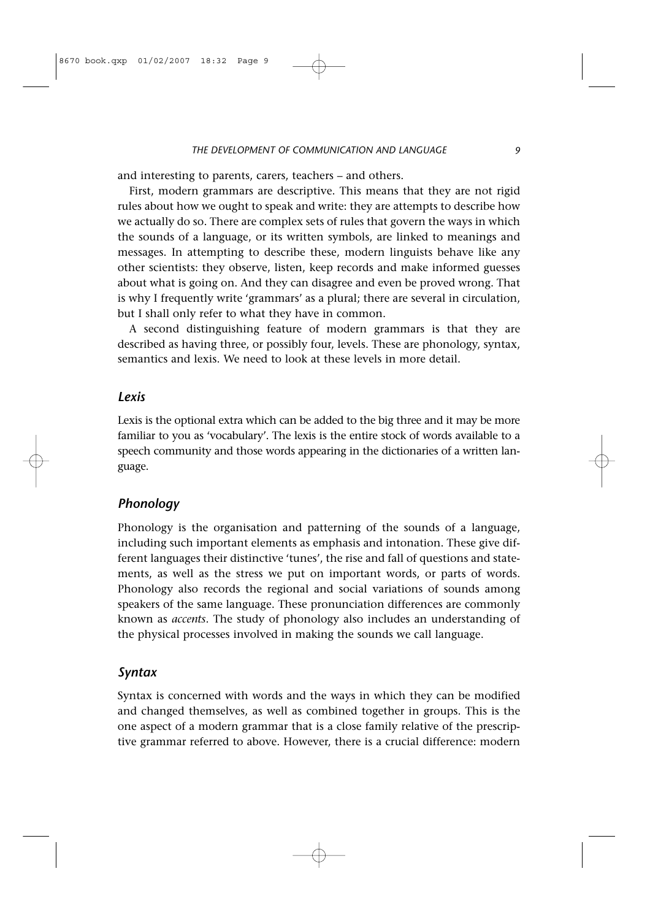and interesting to parents, carers, teachers – and others.

First, modern grammars are descriptive. This means that they are not rigid rules about how we ought to speak and write: they are attempts to describe how we actually do so. There are complex sets of rules that govern the ways in which the sounds of a language, or its written symbols, are linked to meanings and messages. In attempting to describe these, modern linguists behave like any other scientists: they observe, listen, keep records and make informed guesses about what is going on. And they can disagree and even be proved wrong. That is why I frequently write 'grammars' as a plural; there are several in circulation, but I shall only refer to what they have in common.

A second distinguishing feature of modern grammars is that they are described as having three, or possibly four, levels. These are phonology, syntax, semantics and lexis. We need to look at these levels in more detail.

### *Lexis*

Lexis is the optional extra which can be added to the big three and it may be more familiar to you as 'vocabulary'. The lexis is the entire stock of words available to a speech community and those words appearing in the dictionaries of a written language.

### *Phonology*

Phonology is the organisation and patterning of the sounds of a language, including such important elements as emphasis and intonation. These give different languages their distinctive 'tunes', the rise and fall of questions and statements, as well as the stress we put on important words, or parts of words. Phonology also records the regional and social variations of sounds among speakers of the same language. These pronunciation differences are commonly known as *accents*. The study of phonology also includes an understanding of the physical processes involved in making the sounds we call language.

### *Syntax*

Syntax is concerned with words and the ways in which they can be modified and changed themselves, as well as combined together in groups. This is the one aspect of a modern grammar that is a close family relative of the prescriptive grammar referred to above. However, there is a crucial difference: modern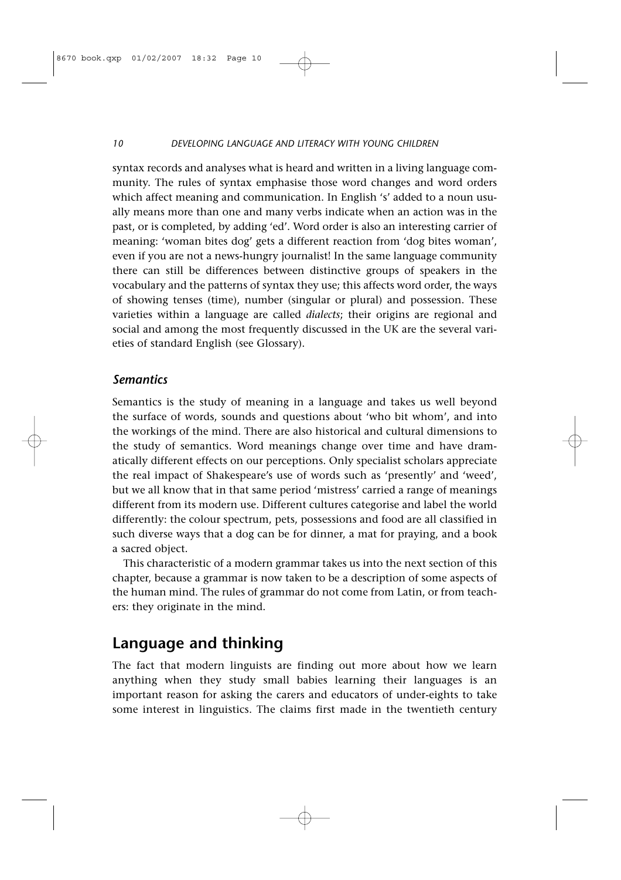syntax records and analyses what is heard and written in a living language community. The rules of syntax emphasise those word changes and word orders which affect meaning and communication. In English 's' added to a noun usually means more than one and many verbs indicate when an action was in the past, or is completed, by adding 'ed'. Word order is also an interesting carrier of meaning: 'woman bites dog' gets a different reaction from 'dog bites woman', even if you are not a news-hungry journalist! In the same language community there can still be differences between distinctive groups of speakers in the vocabulary and the patterns of syntax they use; this affects word order, the ways of showing tenses (time), number (singular or plural) and possession. These varieties within a language are called *dialects*; their origins are regional and social and among the most frequently discussed in the UK are the several varieties of standard English (see Glossary).

### *Semantics*

Semantics is the study of meaning in a language and takes us well beyond the surface of words, sounds and questions about 'who bit whom', and into the workings of the mind. There are also historical and cultural dimensions to the study of semantics. Word meanings change over time and have dramatically different effects on our perceptions. Only specialist scholars appreciate the real impact of Shakespeare's use of words such as 'presently' and 'weed', but we all know that in that same period 'mistress' carried a range of meanings different from its modern use. Different cultures categorise and label the world differently: the colour spectrum, pets, possessions and food are all classified in such diverse ways that a dog can be for dinner, a mat for praying, and a book a sacred object.

This characteristic of a modern grammar takes us into the next section of this chapter, because a grammar is now taken to be a description of some aspects of the human mind. The rules of grammar do not come from Latin, or from teachers: they originate in the mind.

## Language and thinking

The fact that modern linguists are finding out more about how we learn anything when they study small babies learning their languages is an important reason for asking the carers and educators of under-eights to take some interest in linguistics. The claims first made in the twentieth century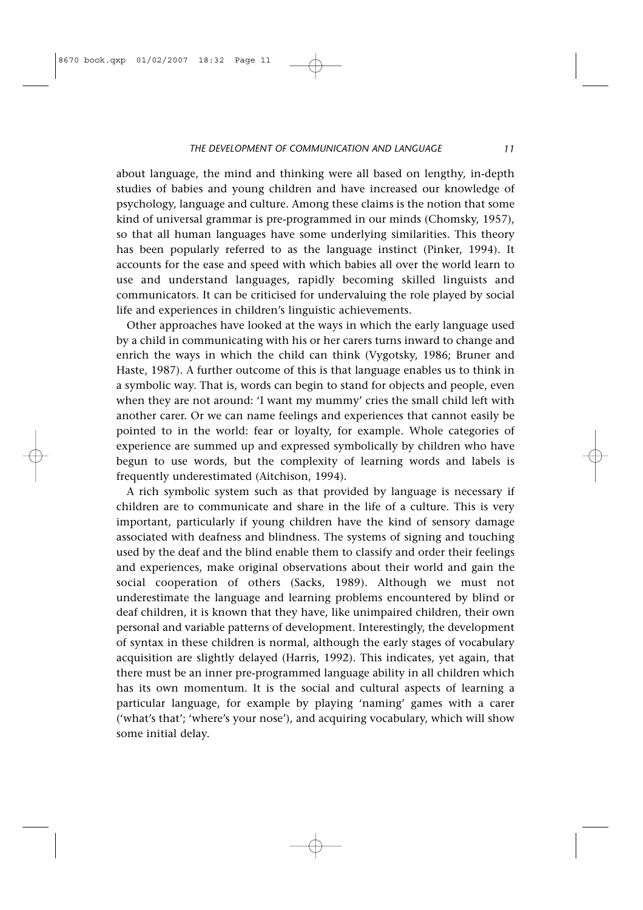about language, the mind and thinking were all based on lengthy, in-depth studies of babies and young children and have increased our knowledge of psychology, language and culture. Among these claims is the notion that some kind of universal grammar is pre-programmed in our minds (Chomsky, 1957), so that all human languages have some underlying similarities. This theory has been popularly referred to as the language instinct (Pinker, 1994). It accounts for the ease and speed with which babies all over the world learn to use and understand languages, rapidly becoming skilled linguists and communicators. It can be criticised for undervaluing the role played by social life and experiences in children's linguistic achievements.

Other approaches have looked at the ways in which the early language used by a child in communicating with his or her carers turns inward to change and enrich the ways in which the child can think (Vygotsky, 1986; Bruner and Haste, 1987). A further outcome of this is that language enables us to think in a symbolic way. That is, words can begin to stand for objects and people, even when they are not around: 'I want my mummy' cries the small child left with another carer. Or we can name feelings and experiences that cannot easily be pointed to in the world: fear or loyalty, for example. Whole categories of experience are summed up and expressed symbolically by children who have begun to use words, but the complexity of learning words and labels is frequently underestimated (Aitchison, 1994).

A rich symbolic system such as that provided by language is necessary if children are to communicate and share in the life of a culture. This is very important, particularly if young children have the kind of sensory damage associated with deafness and blindness. The systems of signing and touching used by the deaf and the blind enable them to classify and order their feelings and experiences, make original observations about their world and gain the social cooperation of others (Sacks, 1989). Although we must not underestimate the language and learning problems encountered by blind or deaf children, it is known that they have, like unimpaired children, their own personal and variable patterns of development. Interestingly, the development of syntax in these children is normal, although the early stages of vocabulary acquisition are slightly delayed (Harris, 1992). This indicates, yet again, that there must be an inner pre-programmed language ability in all children which has its own momentum. It is the social and cultural aspects of learning a particular language, for example by playing 'naming' games with a carer ('what's that'; 'where's your nose'), and acquiring vocabulary, which will show some initial delay.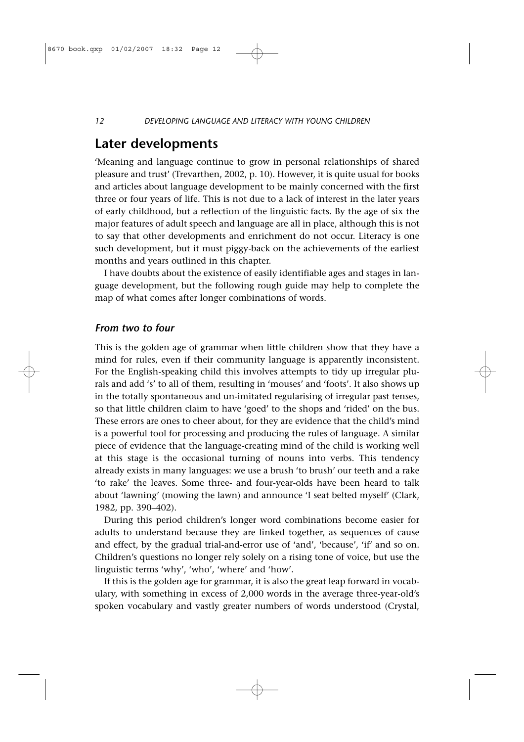## Later developments

'Meaning and language continue to grow in personal relationships of shared pleasure and trust' (Trevarthen, 2002, p. 10). However, it is quite usual for books and articles about language development to be mainly concerned with the first three or four years of life. This is not due to a lack of interest in the later years of early childhood, but a reflection of the linguistic facts. By the age of six the major features of adult speech and language are all in place, although this is not to say that other developments and enrichment do not occur. Literacy is one such development, but it must piggy-back on the achievements of the earliest months and years outlined in this chapter.

I have doubts about the existence of easily identifiable ages and stages in language development, but the following rough guide may help to complete the map of what comes after longer combinations of words.

### *From two to four*

This is the golden age of grammar when little children show that they have a mind for rules, even if their community language is apparently inconsistent. For the English-speaking child this involves attempts to tidy up irregular plurals and add 's' to all of them, resulting in 'mouses' and 'foots'. It also shows up in the totally spontaneous and un-imitated regularising of irregular past tenses, so that little children claim to have 'goed' to the shops and 'rided' on the bus. These errors are ones to cheer about, for they are evidence that the child's mind is a powerful tool for processing and producing the rules of language. A similar piece of evidence that the language-creating mind of the child is working well at this stage is the occasional turning of nouns into verbs. This tendency already exists in many languages: we use a brush 'to brush' our teeth and a rake 'to rake' the leaves. Some three- and four-year-olds have been heard to talk about 'lawning' (mowing the lawn) and announce 'I seat belted myself' (Clark, 1982, pp. 390–402).

During this period children's longer word combinations become easier for adults to understand because they are linked together, as sequences of cause and effect, by the gradual trial-and-error use of 'and', 'because', 'if' and so on. Children's questions no longer rely solely on a rising tone of voice, but use the linguistic terms 'why', 'who', 'where' and 'how'.

If this is the golden age for grammar, it is also the great leap forward in vocabulary, with something in excess of 2,000 words in the average three-year-old's spoken vocabulary and vastly greater numbers of words understood (Crystal,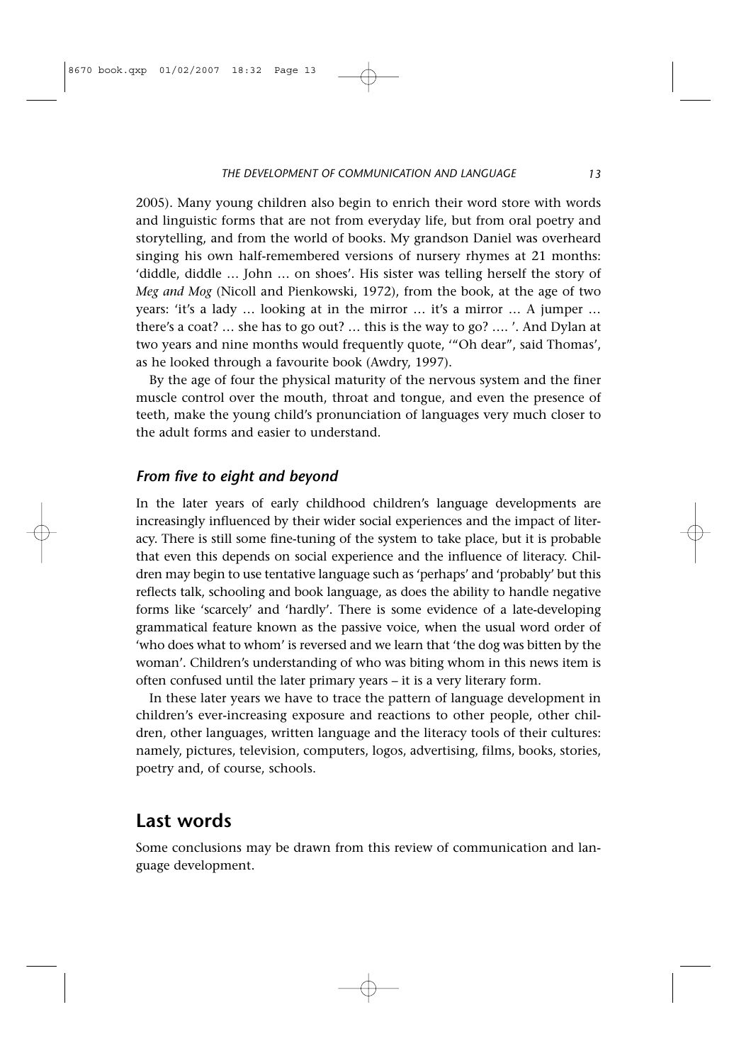2005). Many young children also begin to enrich their word store with words and linguistic forms that are not from everyday life, but from oral poetry and storytelling, and from the world of books. My grandson Daniel was overheard singing his own half-remembered versions of nursery rhymes at 21 months: 'diddle, diddle … John … on shoes'. His sister was telling herself the story of *Meg and Mog* (Nicoll and Pienkowski, 1972), from the book, at the age of two years: 'it's a lady … looking at in the mirror … it's a mirror … A jumper … there's a coat? … she has to go out? … this is the way to go? …. '. And Dylan at two years and nine months would frequently quote, '"Oh dear", said Thomas', as he looked through a favourite book (Awdry, 1997).

By the age of four the physical maturity of the nervous system and the finer muscle control over the mouth, throat and tongue, and even the presence of teeth, make the young child's pronunciation of languages very much closer to the adult forms and easier to understand.

### *From five to eight and beyond*

In the later years of early childhood children's language developments are increasingly influenced by their wider social experiences and the impact of literacy. There is still some fine-tuning of the system to take place, but it is probable that even this depends on social experience and the influence of literacy. Children may begin to use tentative language such as 'perhaps' and 'probably' but this reflects talk, schooling and book language, as does the ability to handle negative forms like 'scarcely' and 'hardly'. There is some evidence of a late-developing grammatical feature known as the passive voice, when the usual word order of 'who does what to whom' is reversed and we learn that 'the dog was bitten by the woman'. Children's understanding of who was biting whom in this news item is often confused until the later primary years – it is a very literary form.

In these later years we have to trace the pattern of language development in children's ever-increasing exposure and reactions to other people, other children, other languages, written language and the literacy tools of their cultures: namely, pictures, television, computers, logos, advertising, films, books, stories, poetry and, of course, schools.

## Last words

Some conclusions may be drawn from this review of communication and language development.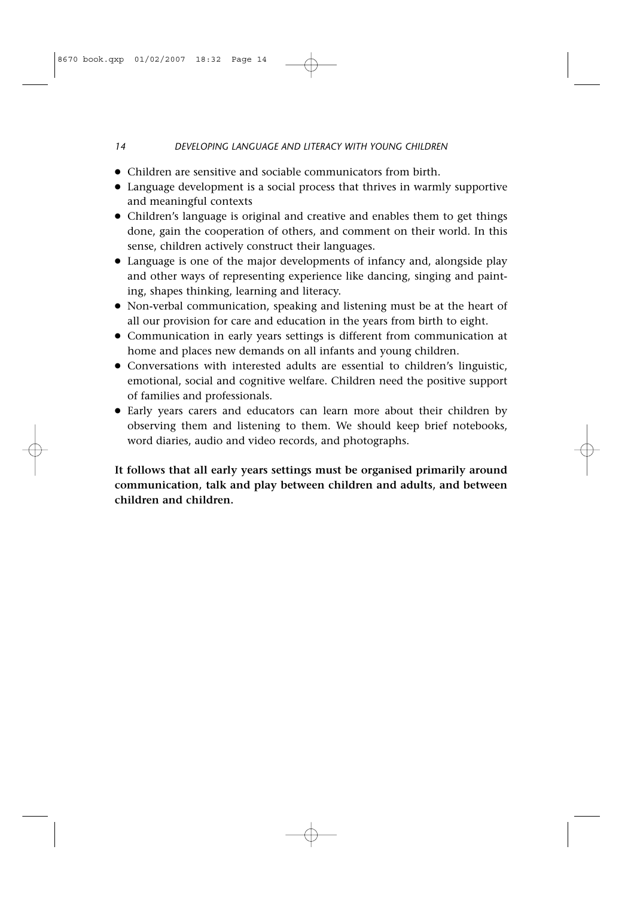- Children are sensitive and sociable communicators from birth.
- Language development is a social process that thrives in warmly supportive and meaningful contexts
- Children's language is original and creative and enables them to get things done, gain the cooperation of others, and comment on their world. In this sense, children actively construct their languages.
- Language is one of the major developments of infancy and, alongside play and other ways of representing experience like dancing, singing and painting, shapes thinking, learning and literacy.
- Non-verbal communication, speaking and listening must be at the heart of all our provision for care and education in the years from birth to eight.
- Communication in early years settings is different from communication at home and places new demands on all infants and young children.
- Conversations with interested adults are essential to children's linguistic, emotional, social and cognitive welfare. Children need the positive support of families and professionals.
- Early years carers and educators can learn more about their children by observing them and listening to them. We should keep brief notebooks, word diaries, audio and video records, and photographs.

**It follows that all early years settings must be organised primarily around communication, talk and play between children and adults, and between children and children.**